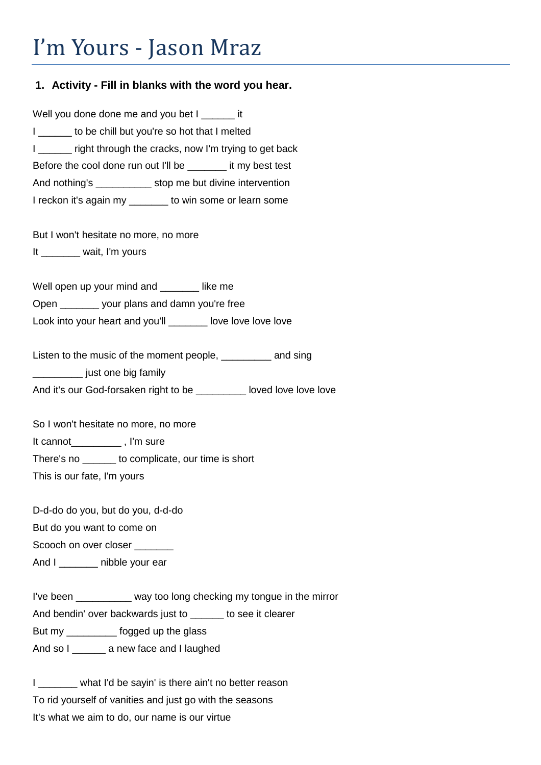# I'm Yours - Jason Mraz

**1. Activity - Fill in blanks with the word you hear.**

Well you done done me and you bet I ______ it
I ______ to be chill but you're so hot that I melted
I ______ right through the cracks, now I'm trying to get back
Before the cool done run out I'll be _______ it my best test
And nothing's __________ stop me but divine intervention
I reckon it's again my _______ to win some or learn some

But I won't hesitate no more, no more
It _______ wait, I'm yours

Well open up your mind and _______ like me
Open _______ your plans and damn you're free
Look into your heart and you'll _______ love love love love

Listen to the music of the moment people, _________ and sing
_________ just one big family
And it's our God-forsaken right to be _________ loved love love love

So I won't hesitate no more, no more
It cannot_________ , I'm sure
There's no ______ to complicate, our time is short
This is our fate, I'm yours

D-d-do do you, but do you, d-d-do
But do you want to come on
Scooch on over closer _______
And I _______ nibble your ear

I've been __________ way too long checking my tongue in the mirror
And bendin' over backwards just to ______ to see it clearer
But my _________ fogged up the glass
And so I ______ a new face and I laughed

I _______ what I'd be sayin' is there ain't no better reason
To rid yourself of vanities and just go with the seasons
It's what we aim to do, our name is our virtue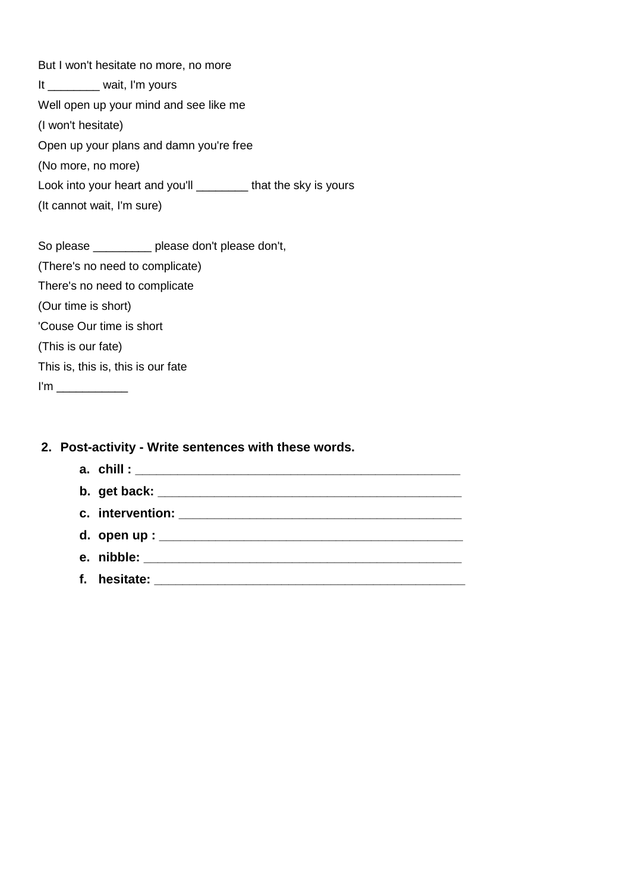But I won't hesitate no more, no more

It ________ wait, I'm yours

Well open up your mind and see like me

(I won't hesitate)

Open up your plans and damn you're free

(No more, no more)

Look into your heart and you'll ________ that the sky is yours

(It cannot wait, I'm sure)

So please _________ please don't please don't,

(There's no need to complicate)

There's no need to complicate

(Our time is short)

'Couse Our time is short

(This is our fate)

This is, this is, this is our fate

I'm ___________

2. **Post-activity - Write sentences with these words.**
   a. **chill :** _______________________________________________
   b. **get back:** ____________________________________________
   c. **intervention:** _________________________________________
   d. **open up :** ____________________________________________
   e. **nibble:** ______________________________________________
   f. **hesitate:** _____________________________________________